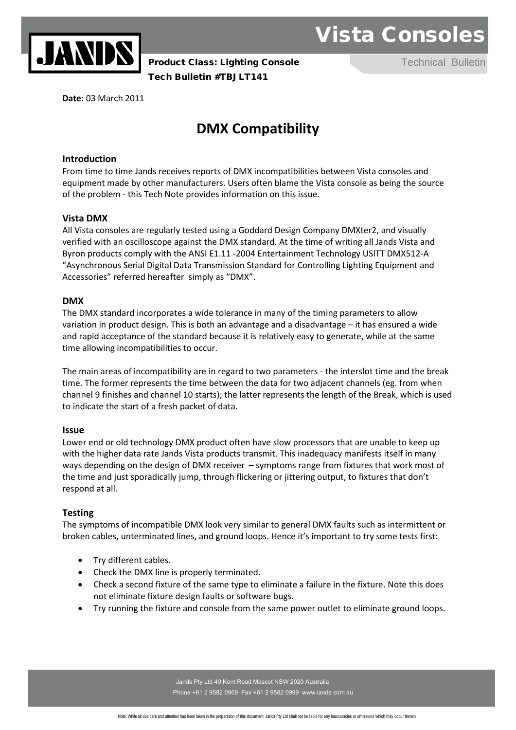# Vista Consoles

**Product Class: Lighting Console**

**Tech Bulletin #TBJLT141**

Technical Bulletin

**Date:** 03 March 2011

## DMX Compatibility

### Introduction

From time to time Jands receives reports of DMX incompatibilities between Vista consoles and equipment made by other manufacturers. Users often blame the Vista console as being the source of the problem - this Tech Note provides information on this issue.

### Vista DMX

All Vista consoles are regularly tested using a Goddard Design Company DMXter2, and visually verified with an oscilloscope against the DMX standard. At the time of writing all Jands Vista and Byron products comply with the ANSI E1.11 -2004 Entertainment Technology USITT DMX512-A "Asynchronous Serial Digital Data Transmission Standard for Controlling Lighting Equipment and Accessories" referred hereafter simply as "DMX".

### DMX

The DMX standard incorporates a wide tolerance in many of the timing parameters to allow variation in product design. This is both an advantage and a disadvantage – it has ensured a wide and rapid acceptance of the standard because it is relatively easy to generate, while at the same time allowing incompatibilities to occur.

The main areas of incompatibility are in regard to two parameters - the interslot time and the break time. The former represents the time between the data for two adjacent channels (eg. from when channel 9 finishes and channel 10 starts); the latter represents the length of the Break, which is used to indicate the start of a fresh packet of data.

### Issue

Lower end or old technology DMX product often have slow processors that are unable to keep up with the higher data rate Jands Vista products transmit. This inadequacy manifests itself in many ways depending on the design of DMX receiver – symptoms range from fixtures that work most of the time and just sporadically jump, through flickering or jittering output, to fixtures that don't respond at all.

### Testing

The symptoms of incompatible DMX look very similar to general DMX faults such as intermittent or broken cables, unterminated lines, and ground loops. Hence it's important to try some tests first:

- Try different cables.
- Check the DMX line is properly terminated.
- Check a second fixture of the same type to eliminate a failure in the fixture. Note this does not eliminate fixture design faults or software bugs.
- Try running the fixture and console from the same power outlet to eliminate ground loops.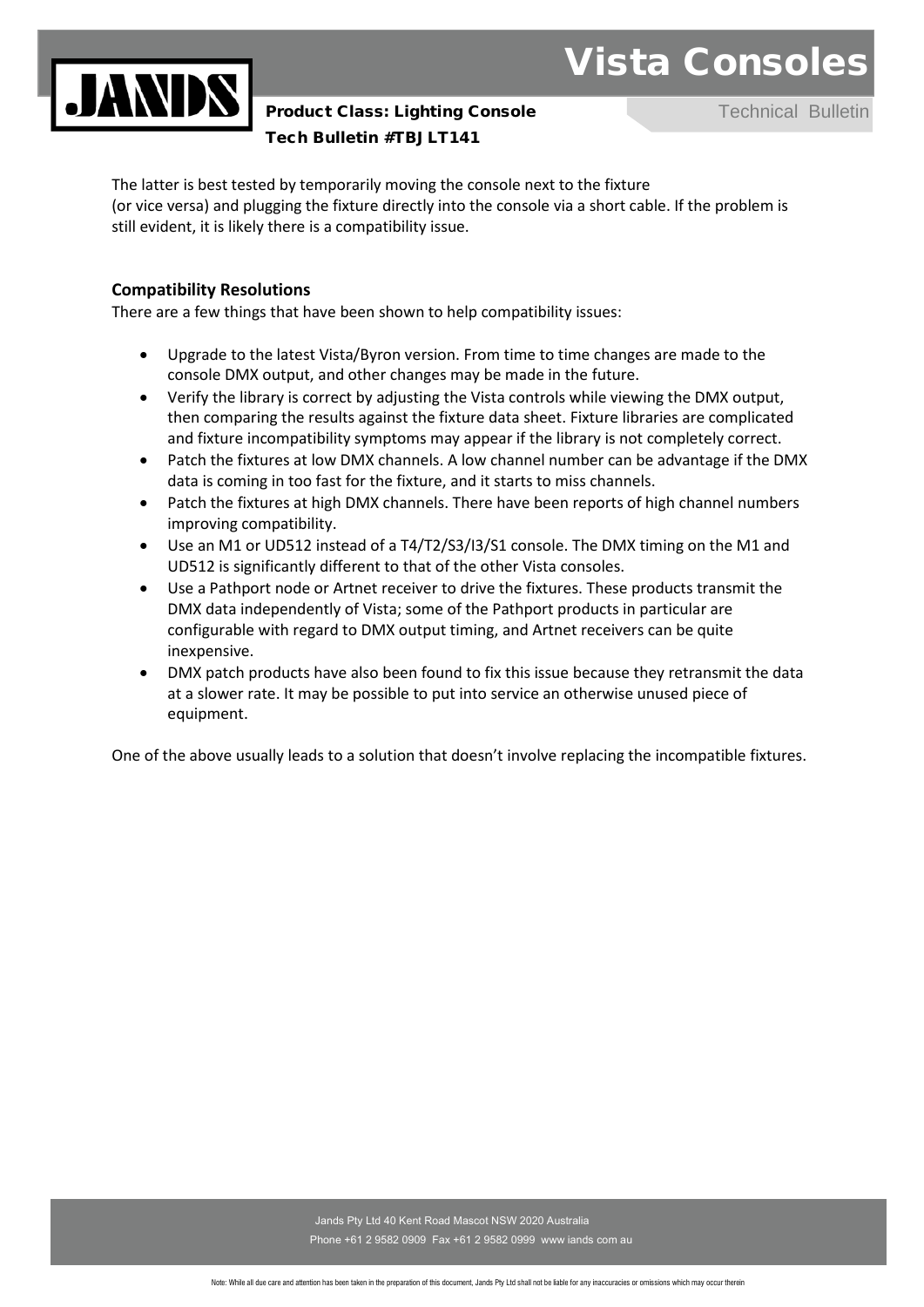The latter is best tested by temporarily moving the console next to the fixture (or vice versa) and plugging the fixture directly into the console via a short cable. If the problem is still evident, it is likely there is a compatibility issue.

**Compatibility Resolutions**

There are a few things that have been shown to help compatibility issues:

- Upgrade to the latest Vista/Byron version. From time to time changes are made to the console DMX output, and other changes may be made in the future.
- Verify the library is correct by adjusting the Vista controls while viewing the DMX output, then comparing the results against the fixture data sheet. Fixture libraries are complicated and fixture incompatibility symptoms may appear if the library is not completely correct.
- Patch the fixtures at low DMX channels. A low channel number can be advantage if the DMX data is coming in too fast for the fixture, and it starts to miss channels.
- Patch the fixtures at high DMX channels. There have been reports of high channel numbers improving compatibility.
- Use an M1 or UD512 instead of a T4/T2/S3/I3/S1 console. The DMX timing on the M1 and UD512 is significantly different to that of the other Vista consoles.
- Use a Pathport node or Artnet receiver to drive the fixtures. These products transmit the DMX data independently of Vista; some of the Pathport products in particular are configurable with regard to DMX output timing, and Artnet receivers can be quite inexpensive.
- DMX patch products have also been found to fix this issue because they retransmit the data at a slower rate. It may be possible to put into service an otherwise unused piece of equipment.

One of the above usually leads to a solution that doesn't involve replacing the incompatible fixtures.